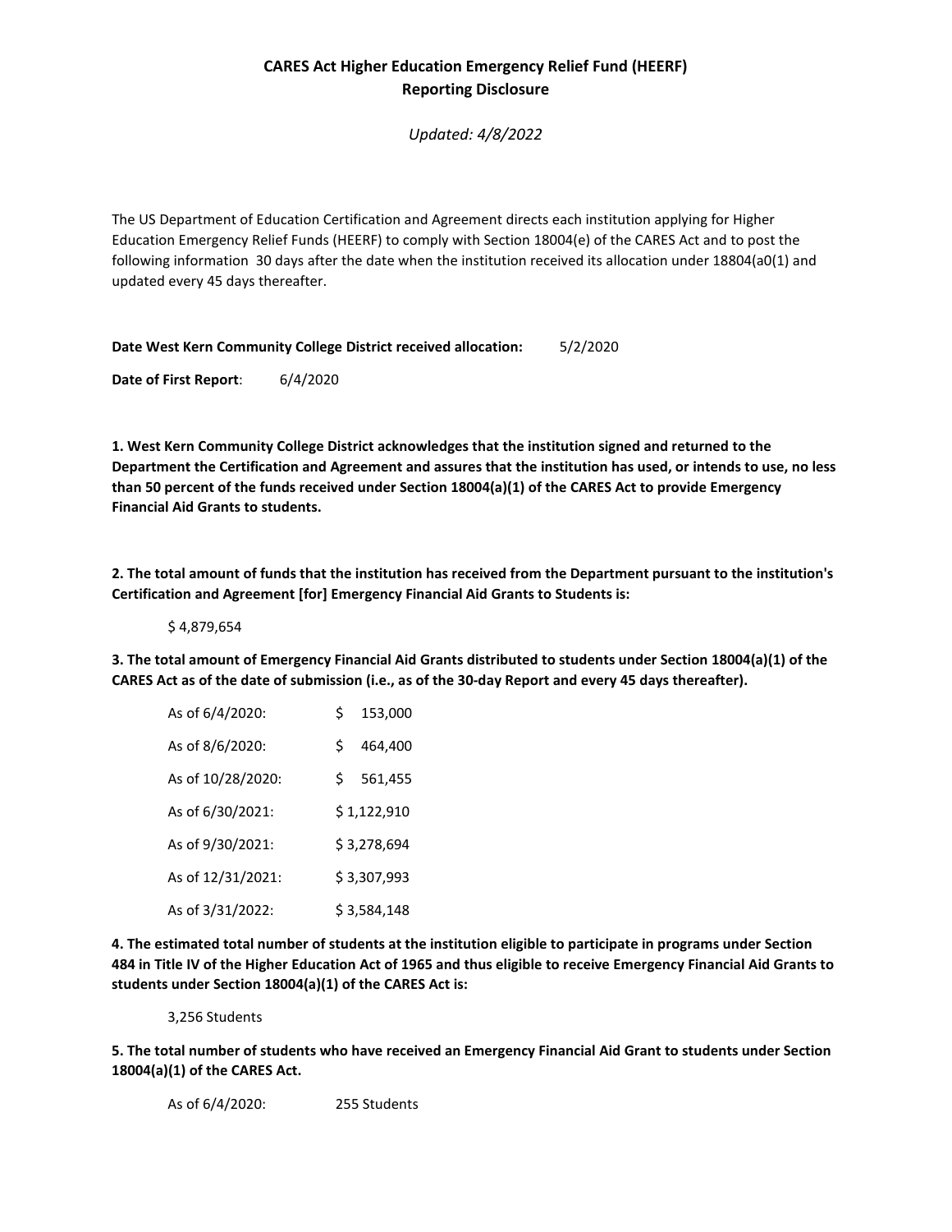# CARES Act Higher Education Emergency Relief Fund (HEERF)
## Reporting Disclosure

*Updated: 4/8/2022*

The US Department of Education Certification and Agreement directs each institution applying for Higher Education Emergency Relief Funds (HEERF) to comply with Section 18004(e) of the CARES Act and to post the following information 30 days after the date when the institution received its allocation under 18804(a0(1) and updated every 45 days thereafter.

**Date West Kern Community College District received allocation:** 5/2/2020

**Date of First Report**: 6/4/2020

**1. West Kern Community College District acknowledges that the institution signed and returned to the Department the Certification and Agreement and assures that the institution has used, or intends to use, no less than 50 percent of the funds received under Section 18004(a)(1) of the CARES Act to provide Emergency Financial Aid Grants to students.**

**2. The total amount of funds that the institution has received from the Department pursuant to the institution's Certification and Agreement [for] Emergency Financial Aid Grants to Students is:**

$ 4,879,654

**3. The total amount of Emergency Financial Aid Grants distributed to students under Section 18004(a)(1) of the CARES Act as of the date of submission (i.e., as of the 30-day Report and every 45 days thereafter).**

| | |
|---|---|
| As of 6/4/2020: | $ 153,000 |
| As of 8/6/2020: | $ 464,400 |
| As of 10/28/2020: | $ 561,455 |
| As of 6/30/2021: | $ 1,122,910 |
| As of 9/30/2021: | $ 3,278,694 |
| As of 12/31/2021: | $ 3,307,993 |
| As of 3/31/2022: | $ 3,584,148 |

**4. The estimated total number of students at the institution eligible to participate in programs under Section 484 in Title IV of the Higher Education Act of 1965 and thus eligible to receive Emergency Financial Aid Grants to students under Section 18004(a)(1) of the CARES Act is:**

3,256 Students

**5. The total number of students who have received an Emergency Financial Aid Grant to students under Section 18004(a)(1) of the CARES Act.**

| | |
|---|---|
| As of 6/4/2020: | 255 Students |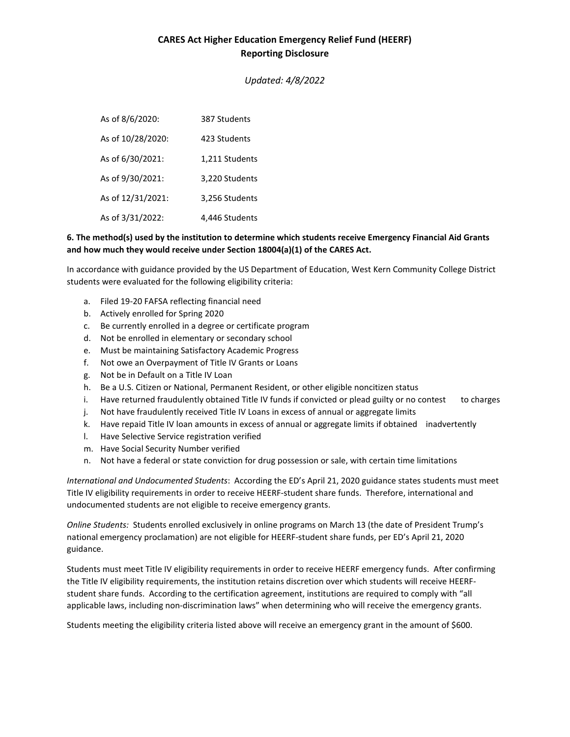**CARES Act Higher Education Emergency Relief Fund (HEERF)**
**Reporting Disclosure**

*Updated: 4/8/2022*

| | |
|---|---|
| As of 8/6/2020: | 387 Students |
| As of 10/28/2020: | 423 Students |
| As of 6/30/2021: | 1,211 Students |
| As of 9/30/2021: | 3,220 Students |
| As of 12/31/2021: | 3,256 Students |
| As of 3/31/2022: | 4,446 Students |

**6. The method(s) used by the institution to determine which students receive Emergency Financial Aid Grants and how much they would receive under Section 18004(a)(1) of the CARES Act.**

In accordance with guidance provided by the US Department of Education, West Kern Community College District students were evaluated for the following eligibility criteria:

a. Filed 19-20 FAFSA reflecting financial need
b. Actively enrolled for Spring 2020
c. Be currently enrolled in a degree or certificate program
d. Not be enrolled in elementary or secondary school
e. Must be maintaining Satisfactory Academic Progress
f. Not owe an Overpayment of Title IV Grants or Loans
g. Not be in Default on a Title IV Loan
h. Be a U.S. Citizen or National, Permanent Resident, or other eligible noncitizen status
i. Have returned fraudulently obtained Title IV funds if convicted or plead guilty or no contest to charges
j. Not have fraudulently received Title IV Loans in excess of annual or aggregate limits
k. Have repaid Title IV loan amounts in excess of annual or aggregate limits if obtained inadvertently
l. Have Selective Service registration verified
m. Have Social Security Number verified
n. Not have a federal or state conviction for drug possession or sale, with certain time limitations

*International and Undocumented Students*: According the ED's April 21, 2020 guidance states students must meet Title IV eligibility requirements in order to receive HEERF-student share funds. Therefore, international and undocumented students are not eligible to receive emergency grants.

*Online Students:* Students enrolled exclusively in online programs on March 13 (the date of President Trump's national emergency proclamation) are not eligible for HEERF-student share funds, per ED's April 21, 2020 guidance.

Students must meet Title IV eligibility requirements in order to receive HEERF emergency funds. After confirming the Title IV eligibility requirements, the institution retains discretion over which students will receive HEERF-student share funds. According to the certification agreement, institutions are required to comply with "all applicable laws, including non-discrimination laws" when determining who will receive the emergency grants.

Students meeting the eligibility criteria listed above will receive an emergency grant in the amount of $600.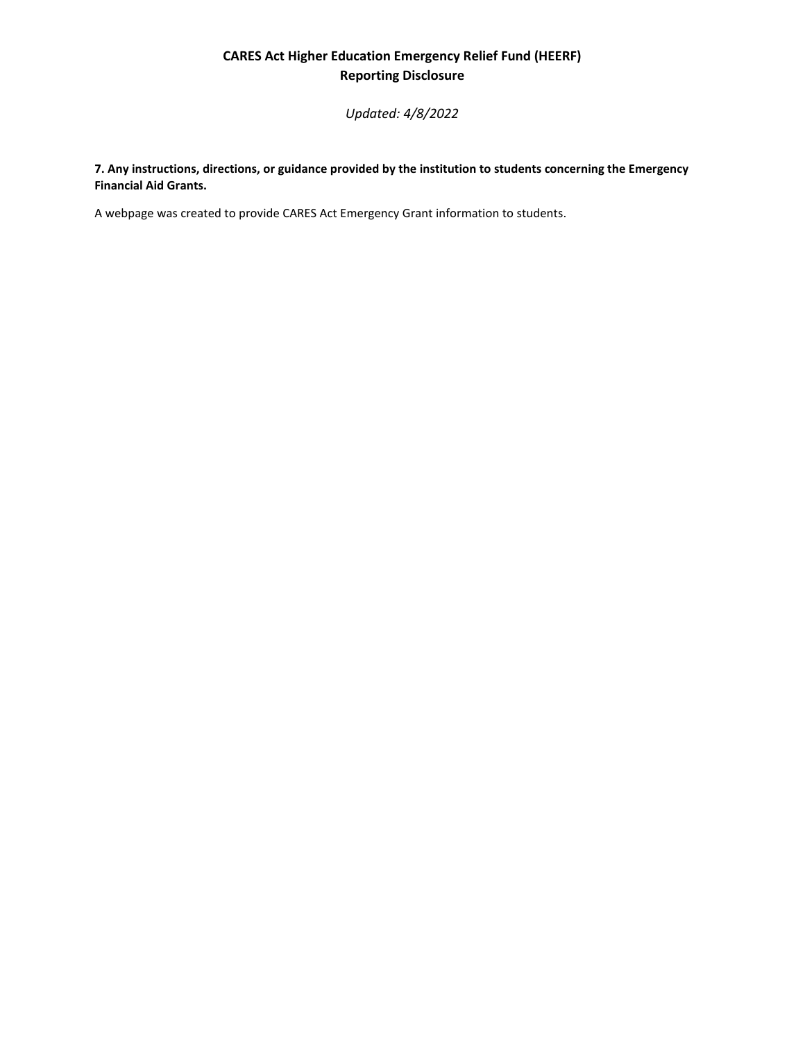**CARES Act Higher Education Emergency Relief Fund (HEERF)**
**Reporting Disclosure**

*Updated: 4/8/2022*

**7. Any instructions, directions, or guidance provided by the institution to students concerning the Emergency Financial Aid Grants.**

A webpage was created to provide CARES Act Emergency Grant information to students.